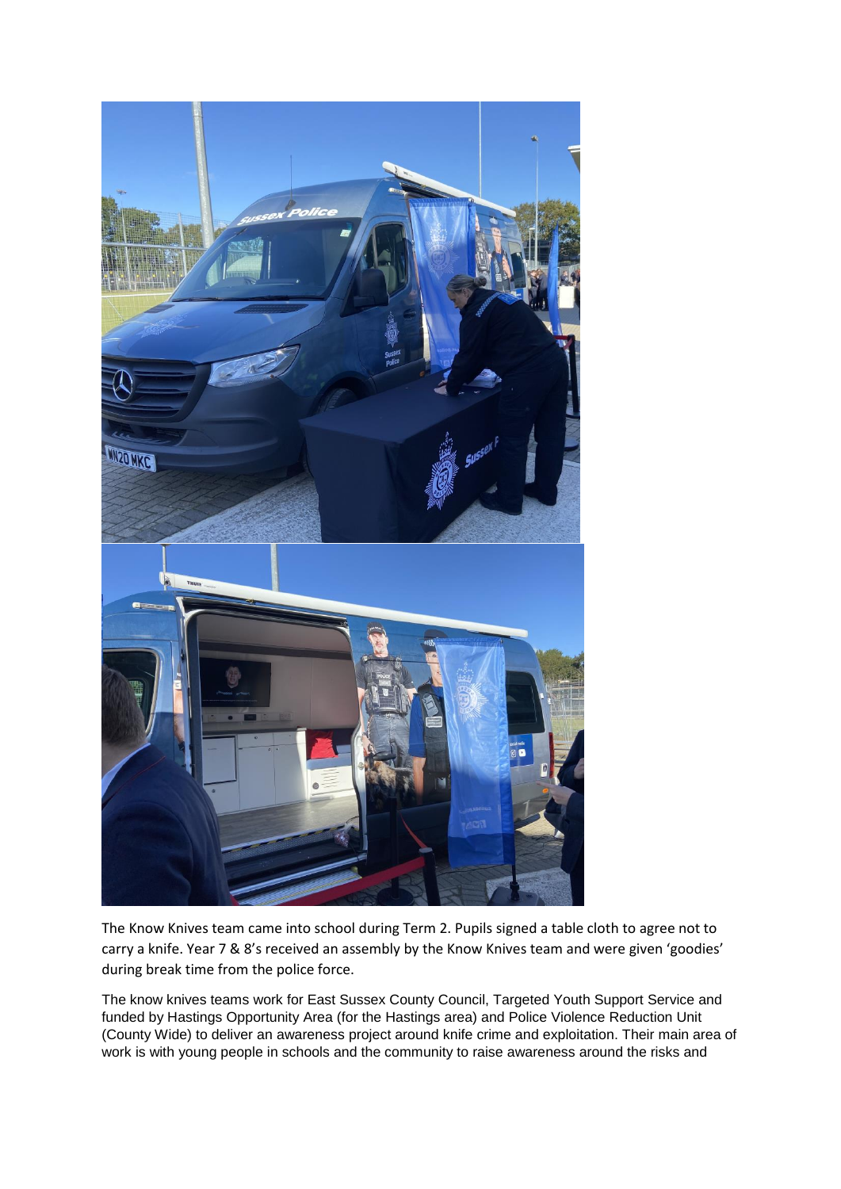The Know Knives team came into school during Term 2. Pupils signed a table cloth to agree not to carry a knife. Year 7 & 8's received an assembly by the Know Knives team and were given 'goodies' during break time from the police force.

The know knives teams work for East Sussex County Council, Targeted Youth Support Service and funded by Hastings Opportunity Area (for the Hastings area) and Police Violence Reduction Unit (County Wide) to deliver an awareness project around knife crime and exploitation. Their main area of work is with young people in schools and the community to raise awareness around the risks and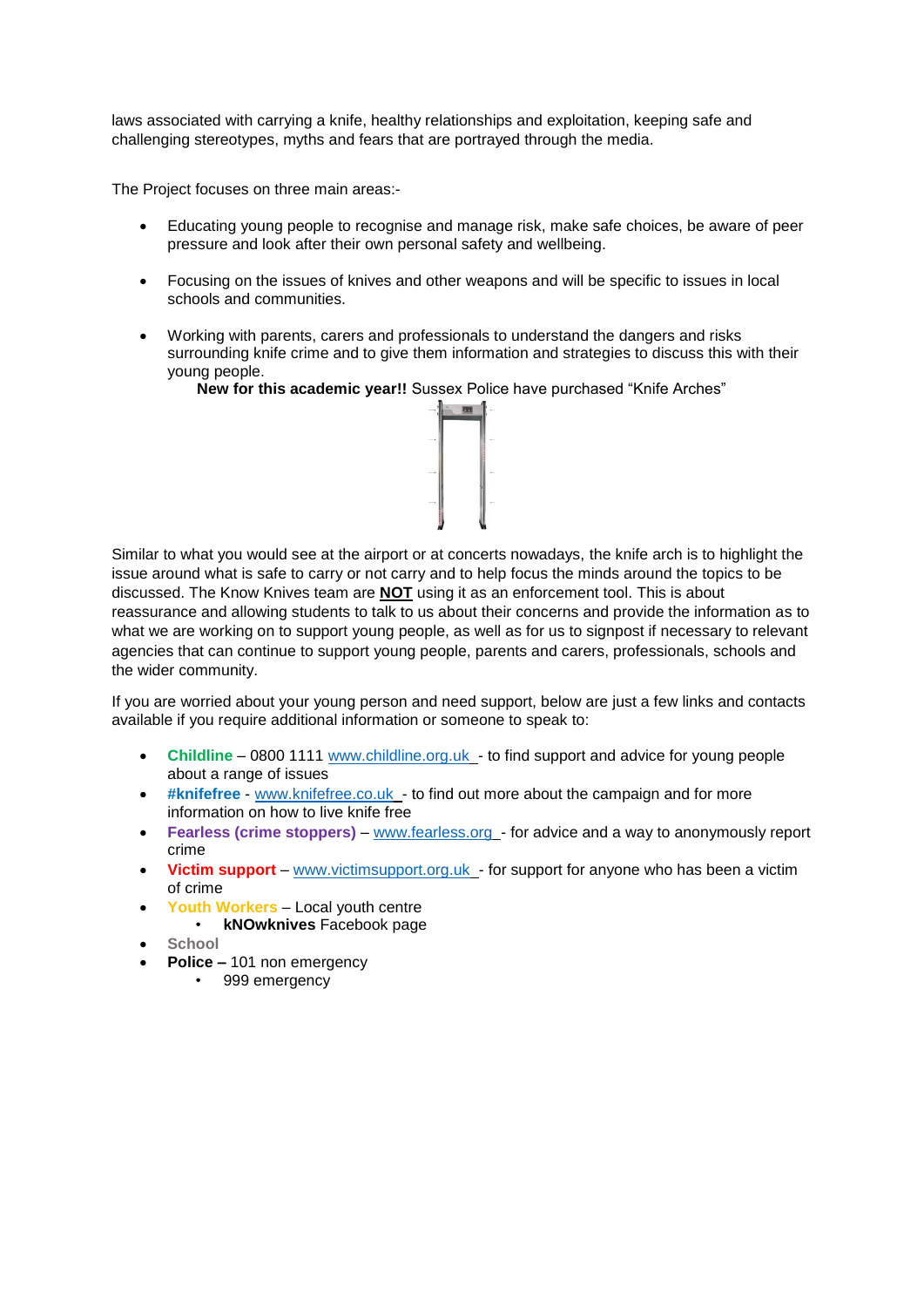laws associated with carrying a knife, healthy relationships and exploitation, keeping safe and challenging stereotypes, myths and fears that are portrayed through the media.

The Project focuses on three main areas:-

- Educating young people to recognise and manage risk, make safe choices, be aware of peer pressure and look after their own personal safety and wellbeing.
- Focusing on the issues of knives and other weapons and will be specific to issues in local schools and communities.
- Working with parents, carers and professionals to understand the dangers and risks surrounding knife crime and to give them information and strategies to discuss this with their young people.

**New for this academic year!!** Sussex Police have purchased "Knife Arches"

Similar to what you would see at the airport or at concerts nowadays, the knife arch is to highlight the issue around what is safe to carry or not carry and to help focus the minds around the topics to be discussed. The Know Knives team are **NOT** using it as an enforcement tool. This is about reassurance and allowing students to talk to us about their concerns and provide the information as to what we are working on to support young people, as well as for us to signpost if necessary to relevant agencies that can continue to support young people, parents and carers, professionals, schools and the wider community.

If you are worried about your young person and need support, below are just a few links and contacts available if you require additional information or someone to speak to:

- **Childline** – 0800 1111 www.childline.org.uk - to find support and advice for young people about a range of issues
- **#knifefree** - www.knifefree.co.uk - to find out more about the campaign and for more information on how to live knife free
- **Fearless (crime stoppers)** – www.fearless.org - for advice and a way to anonymously report crime
- **Victim support** – www.victimsupport.org.uk - for support for anyone who has been a victim of crime
- **Youth Workers** – Local youth centre
  - **kNOwknives** Facebook page
- **School**
- **Police –** 101 non emergency
  - 999 emergency